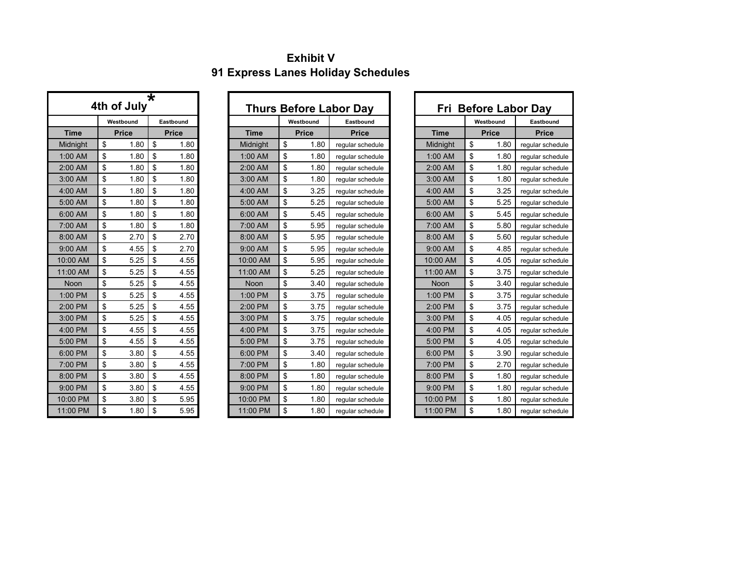# Exhibit V
## 91 Express Lanes Holiday Schedules

### 4th of July *

| | Westbound | Eastbound |
|---|---|---|
| Time | Price | Price |
| Midnight | $ 1.80 | $ 1.80 |
| 1:00 AM | $ 1.80 | $ 1.80 |
| 2:00 AM | $ 1.80 | $ 1.80 |
| 3:00 AM | $ 1.80 | $ 1.80 |
| 4:00 AM | $ 1.80 | $ 1.80 |
| 5:00 AM | $ 1.80 | $ 1.80 |
| 6:00 AM | $ 1.80 | $ 1.80 |
| 7:00 AM | $ 1.80 | $ 1.80 |
| 8:00 AM | $ 2.70 | $ 2.70 |
| 9:00 AM | $ 4.55 | $ 2.70 |
| 10:00 AM | $ 5.25 | $ 4.55 |
| 11:00 AM | $ 5.25 | $ 4.55 |
| Noon | $ 5.25 | $ 4.55 |
| 1:00 PM | $ 5.25 | $ 4.55 |
| 2:00 PM | $ 5.25 | $ 4.55 |
| 3:00 PM | $ 5.25 | $ 4.55 |
| 4:00 PM | $ 4.55 | $ 4.55 |
| 5:00 PM | $ 4.55 | $ 4.55 |
| 6:00 PM | $ 3.80 | $ 4.55 |
| 7:00 PM | $ 3.80 | $ 4.55 |
| 8:00 PM | $ 3.80 | $ 4.55 |
| 9:00 PM | $ 3.80 | $ 4.55 |
| 10:00 PM | $ 3.80 | $ 5.95 |
| 11:00 PM | $ 1.80 | $ 5.95 |

### Thurs Before Labor Day

| | Westbound | Eastbound |
|---|---|---|
| Time | Price | Price |
| Midnight | $ 1.80 | regular schedule |
| 1:00 AM | $ 1.80 | regular schedule |
| 2:00 AM | $ 1.80 | regular schedule |
| 3:00 AM | $ 1.80 | regular schedule |
| 4:00 AM | $ 3.25 | regular schedule |
| 5:00 AM | $ 5.25 | regular schedule |
| 6:00 AM | $ 5.45 | regular schedule |
| 7:00 AM | $ 5.95 | regular schedule |
| 8:00 AM | $ 5.95 | regular schedule |
| 9:00 AM | $ 5.95 | regular schedule |
| 10:00 AM | $ 5.95 | regular schedule |
| 11:00 AM | $ 5.25 | regular schedule |
| Noon | $ 3.40 | regular schedule |
| 1:00 PM | $ 3.75 | regular schedule |
| 2:00 PM | $ 3.75 | regular schedule |
| 3:00 PM | $ 3.75 | regular schedule |
| 4:00 PM | $ 3.75 | regular schedule |
| 5:00 PM | $ 3.75 | regular schedule |
| 6:00 PM | $ 3.40 | regular schedule |
| 7:00 PM | $ 1.80 | regular schedule |
| 8:00 PM | $ 1.80 | regular schedule |
| 9:00 PM | $ 1.80 | regular schedule |
| 10:00 PM | $ 1.80 | regular schedule |
| 11:00 PM | $ 1.80 | regular schedule |

### Fri Before Labor Day

| | Westbound | Eastbound |
|---|---|---|
| Time | Price | Price |
| Midnight | $ 1.80 | regular schedule |
| 1:00 AM | $ 1.80 | regular schedule |
| 2:00 AM | $ 1.80 | regular schedule |
| 3:00 AM | $ 1.80 | regular schedule |
| 4:00 AM | $ 3.25 | regular schedule |
| 5:00 AM | $ 5.25 | regular schedule |
| 6:00 AM | $ 5.45 | regular schedule |
| 7:00 AM | $ 5.80 | regular schedule |
| 8:00 AM | $ 5.60 | regular schedule |
| 9:00 AM | $ 4.85 | regular schedule |
| 10:00 AM | $ 4.05 | regular schedule |
| 11:00 AM | $ 3.75 | regular schedule |
| Noon | $ 3.40 | regular schedule |
| 1:00 PM | $ 3.75 | regular schedule |
| 2:00 PM | $ 3.75 | regular schedule |
| 3:00 PM | $ 4.05 | regular schedule |
| 4:00 PM | $ 4.05 | regular schedule |
| 5:00 PM | $ 4.05 | regular schedule |
| 6:00 PM | $ 3.90 | regular schedule |
| 7:00 PM | $ 2.70 | regular schedule |
| 8:00 PM | $ 1.80 | regular schedule |
| 9:00 PM | $ 1.80 | regular schedule |
| 10:00 PM | $ 1.80 | regular schedule |
| 11:00 PM | $ 1.80 | regular schedule |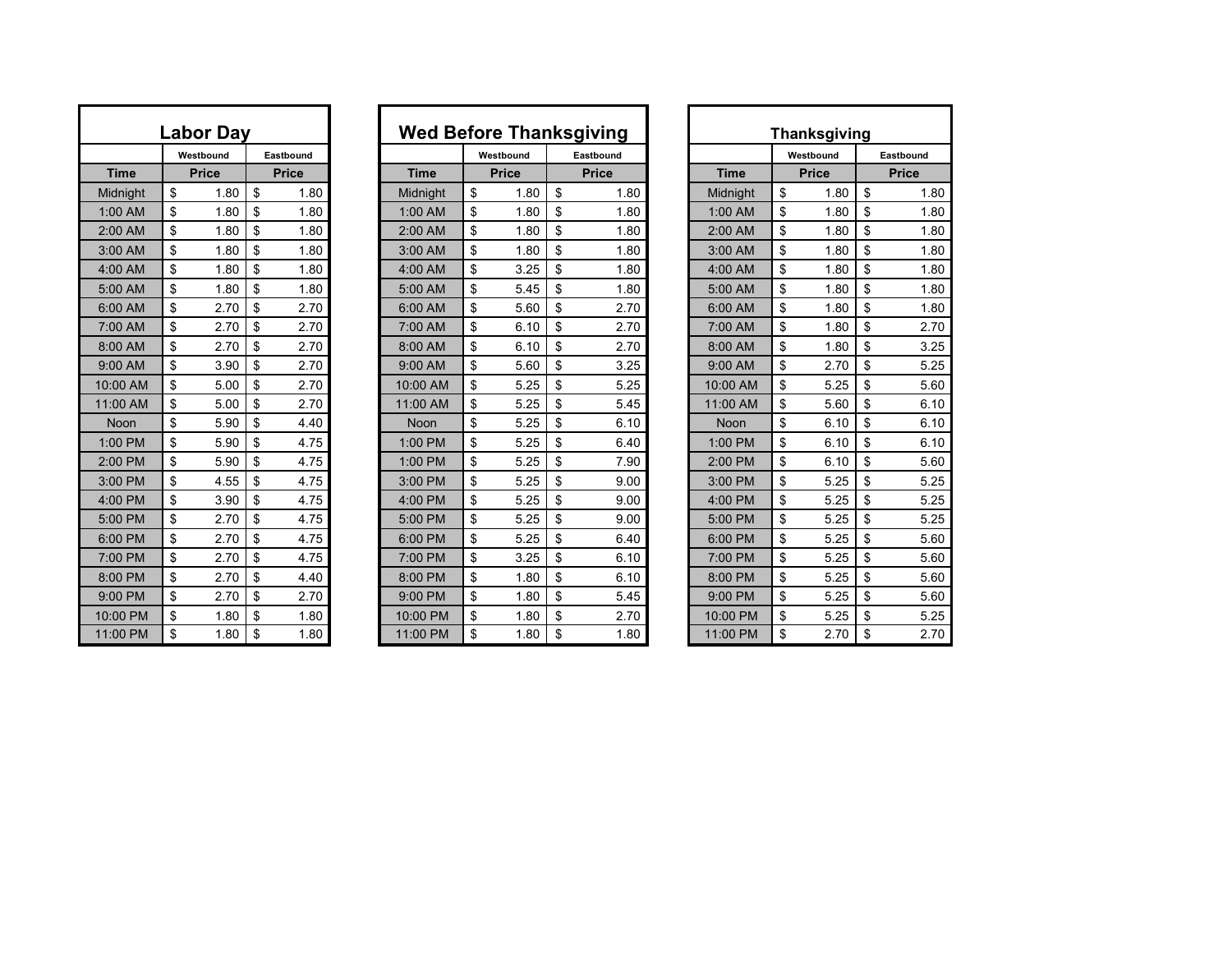## Labor Day

| | Westbound | Eastbound |
|---|---|---|
| Time | Price | Price |
| Midnight | $ 1.80 | $ 1.80 |
| 1:00 AM | $ 1.80 | $ 1.80 |
| 2:00 AM | $ 1.80 | $ 1.80 |
| 3:00 AM | $ 1.80 | $ 1.80 |
| 4:00 AM | $ 1.80 | $ 1.80 |
| 5:00 AM | $ 1.80 | $ 1.80 |
| 6:00 AM | $ 2.70 | $ 2.70 |
| 7:00 AM | $ 2.70 | $ 2.70 |
| 8:00 AM | $ 2.70 | $ 2.70 |
| 9:00 AM | $ 3.90 | $ 2.70 |
| 10:00 AM | $ 5.00 | $ 2.70 |
| 11:00 AM | $ 5.00 | $ 2.70 |
| Noon | $ 5.90 | $ 4.40 |
| 1:00 PM | $ 5.90 | $ 4.75 |
| 2:00 PM | $ 5.90 | $ 4.75 |
| 3:00 PM | $ 4.55 | $ 4.75 |
| 4:00 PM | $ 3.90 | $ 4.75 |
| 5:00 PM | $ 2.70 | $ 4.75 |
| 6:00 PM | $ 2.70 | $ 4.75 |
| 7:00 PM | $ 2.70 | $ 4.75 |
| 8:00 PM | $ 2.70 | $ 4.40 |
| 9:00 PM | $ 2.70 | $ 2.70 |
| 10:00 PM | $ 1.80 | $ 1.80 |
| 11:00 PM | $ 1.80 | $ 1.80 |

## Wed Before Thanksgiving

| | Westbound | Eastbound |
|---|---|---|
| Time | Price | Price |
| Midnight | $ 1.80 | $ 1.80 |
| 1:00 AM | $ 1.80 | $ 1.80 |
| 2:00 AM | $ 1.80 | $ 1.80 |
| 3:00 AM | $ 1.80 | $ 1.80 |
| 4:00 AM | $ 3.25 | $ 1.80 |
| 5:00 AM | $ 5.45 | $ 1.80 |
| 6:00 AM | $ 5.60 | $ 2.70 |
| 7:00 AM | $ 6.10 | $ 2.70 |
| 8:00 AM | $ 6.10 | $ 2.70 |
| 9:00 AM | $ 5.60 | $ 3.25 |
| 10:00 AM | $ 5.25 | $ 5.25 |
| 11:00 AM | $ 5.25 | $ 5.45 |
| Noon | $ 5.25 | $ 6.10 |
| 1:00 PM | $ 5.25 | $ 6.40 |
| 1:00 PM | $ 5.25 | $ 7.90 |
| 3:00 PM | $ 5.25 | $ 9.00 |
| 4:00 PM | $ 5.25 | $ 9.00 |
| 5:00 PM | $ 5.25 | $ 9.00 |
| 6:00 PM | $ 5.25 | $ 6.40 |
| 7:00 PM | $ 3.25 | $ 6.10 |
| 8:00 PM | $ 1.80 | $ 6.10 |
| 9:00 PM | $ 1.80 | $ 5.45 |
| 10:00 PM | $ 1.80 | $ 2.70 |
| 11:00 PM | $ 1.80 | $ 1.80 |

## Thanksgiving

| | Westbound | Eastbound |
|---|---|---|
| Time | Price | Price |
| Midnight | $ 1.80 | $ 1.80 |
| 1:00 AM | $ 1.80 | $ 1.80 |
| 2:00 AM | $ 1.80 | $ 1.80 |
| 3:00 AM | $ 1.80 | $ 1.80 |
| 4:00 AM | $ 1.80 | $ 1.80 |
| 5:00 AM | $ 1.80 | $ 1.80 |
| 6:00 AM | $ 1.80 | $ 1.80 |
| 7:00 AM | $ 1.80 | $ 2.70 |
| 8:00 AM | $ 1.80 | $ 3.25 |
| 9:00 AM | $ 2.70 | $ 5.25 |
| 10:00 AM | $ 5.25 | $ 5.60 |
| 11:00 AM | $ 5.60 | $ 6.10 |
| Noon | $ 6.10 | $ 6.10 |
| 1:00 PM | $ 6.10 | $ 6.10 |
| 2:00 PM | $ 6.10 | $ 5.60 |
| 3:00 PM | $ 5.25 | $ 5.25 |
| 4:00 PM | $ 5.25 | $ 5.25 |
| 5:00 PM | $ 5.25 | $ 5.25 |
| 6:00 PM | $ 5.25 | $ 5.60 |
| 7:00 PM | $ 5.25 | $ 5.60 |
| 8:00 PM | $ 5.25 | $ 5.60 |
| 9:00 PM | $ 5.25 | $ 5.60 |
| 10:00 PM | $ 5.25 | $ 5.25 |
| 11:00 PM | $ 2.70 | $ 2.70 |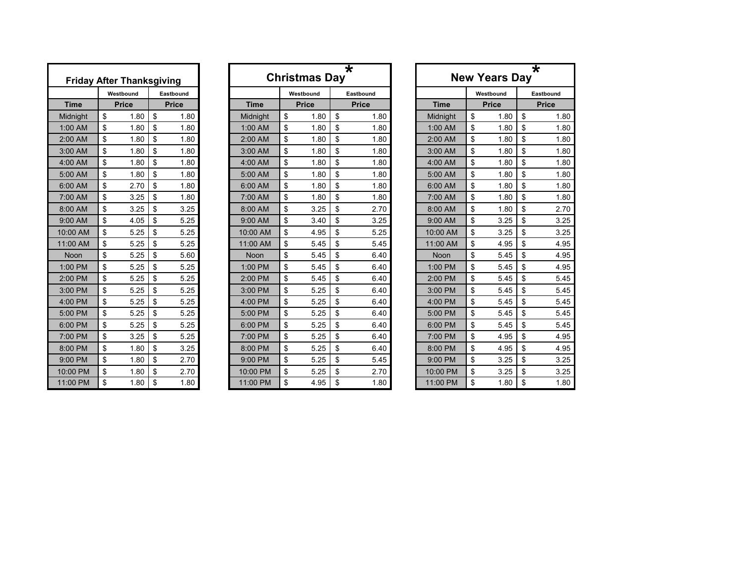## Friday After Thanksgiving

| | Westbound | Eastbound |
|---|---|---|
| Time | Price | Price |
| Midnight | $ 1.80 | $ 1.80 |
| 1:00 AM | $ 1.80 | $ 1.80 |
| 2:00 AM | $ 1.80 | $ 1.80 |
| 3:00 AM | $ 1.80 | $ 1.80 |
| 4:00 AM | $ 1.80 | $ 1.80 |
| 5:00 AM | $ 1.80 | $ 1.80 |
| 6:00 AM | $ 2.70 | $ 1.80 |
| 7:00 AM | $ 3.25 | $ 1.80 |
| 8:00 AM | $ 3.25 | $ 3.25 |
| 9:00 AM | $ 4.05 | $ 5.25 |
| 10:00 AM | $ 5.25 | $ 5.25 |
| 11:00 AM | $ 5.25 | $ 5.25 |
| Noon | $ 5.25 | $ 5.60 |
| 1:00 PM | $ 5.25 | $ 5.25 |
| 2:00 PM | $ 5.25 | $ 5.25 |
| 3:00 PM | $ 5.25 | $ 5.25 |
| 4:00 PM | $ 5.25 | $ 5.25 |
| 5:00 PM | $ 5.25 | $ 5.25 |
| 6:00 PM | $ 5.25 | $ 5.25 |
| 7:00 PM | $ 3.25 | $ 5.25 |
| 8:00 PM | $ 1.80 | $ 3.25 |
| 9:00 PM | $ 1.80 | $ 2.70 |
| 10:00 PM | $ 1.80 | $ 2.70 |
| 11:00 PM | $ 1.80 | $ 1.80 |

## Christmas Day*

| | Westbound | Eastbound |
|---|---|---|
| Time | Price | Price |
| Midnight | $ 1.80 | $ 1.80 |
| 1:00 AM | $ 1.80 | $ 1.80 |
| 2:00 AM | $ 1.80 | $ 1.80 |
| 3:00 AM | $ 1.80 | $ 1.80 |
| 4:00 AM | $ 1.80 | $ 1.80 |
| 5:00 AM | $ 1.80 | $ 1.80 |
| 6:00 AM | $ 1.80 | $ 1.80 |
| 7:00 AM | $ 1.80 | $ 1.80 |
| 8:00 AM | $ 3.25 | $ 2.70 |
| 9:00 AM | $ 3.40 | $ 3.25 |
| 10:00 AM | $ 4.95 | $ 5.25 |
| 11:00 AM | $ 5.45 | $ 5.45 |
| Noon | $ 5.45 | $ 6.40 |
| 1:00 PM | $ 5.45 | $ 6.40 |
| 2:00 PM | $ 5.45 | $ 6.40 |
| 3:00 PM | $ 5.25 | $ 6.40 |
| 4:00 PM | $ 5.25 | $ 6.40 |
| 5:00 PM | $ 5.25 | $ 6.40 |
| 6:00 PM | $ 5.25 | $ 6.40 |
| 7:00 PM | $ 5.25 | $ 6.40 |
| 8:00 PM | $ 5.25 | $ 6.40 |
| 9:00 PM | $ 5.25 | $ 5.45 |
| 10:00 PM | $ 5.25 | $ 2.70 |
| 11:00 PM | $ 4.95 | $ 1.80 |

## New Years Day*

| | Westbound | Eastbound |
|---|---|---|
| Time | Price | Price |
| Midnight | $ 1.80 | $ 1.80 |
| 1:00 AM | $ 1.80 | $ 1.80 |
| 2:00 AM | $ 1.80 | $ 1.80 |
| 3:00 AM | $ 1.80 | $ 1.80 |
| 4:00 AM | $ 1.80 | $ 1.80 |
| 5:00 AM | $ 1.80 | $ 1.80 |
| 6:00 AM | $ 1.80 | $ 1.80 |
| 7:00 AM | $ 1.80 | $ 1.80 |
| 8:00 AM | $ 1.80 | $ 2.70 |
| 9:00 AM | $ 3.25 | $ 3.25 |
| 10:00 AM | $ 3.25 | $ 3.25 |
| 11:00 AM | $ 4.95 | $ 4.95 |
| Noon | $ 5.45 | $ 4.95 |
| 1:00 PM | $ 5.45 | $ 4.95 |
| 2:00 PM | $ 5.45 | $ 5.45 |
| 3:00 PM | $ 5.45 | $ 5.45 |
| 4:00 PM | $ 5.45 | $ 5.45 |
| 5:00 PM | $ 5.45 | $ 5.45 |
| 6:00 PM | $ 5.45 | $ 5.45 |
| 7:00 PM | $ 4.95 | $ 4.95 |
| 8:00 PM | $ 4.95 | $ 4.95 |
| 9:00 PM | $ 3.25 | $ 3.25 |
| 10:00 PM | $ 3.25 | $ 3.25 |
| 11:00 PM | $ 1.80 | $ 1.80 |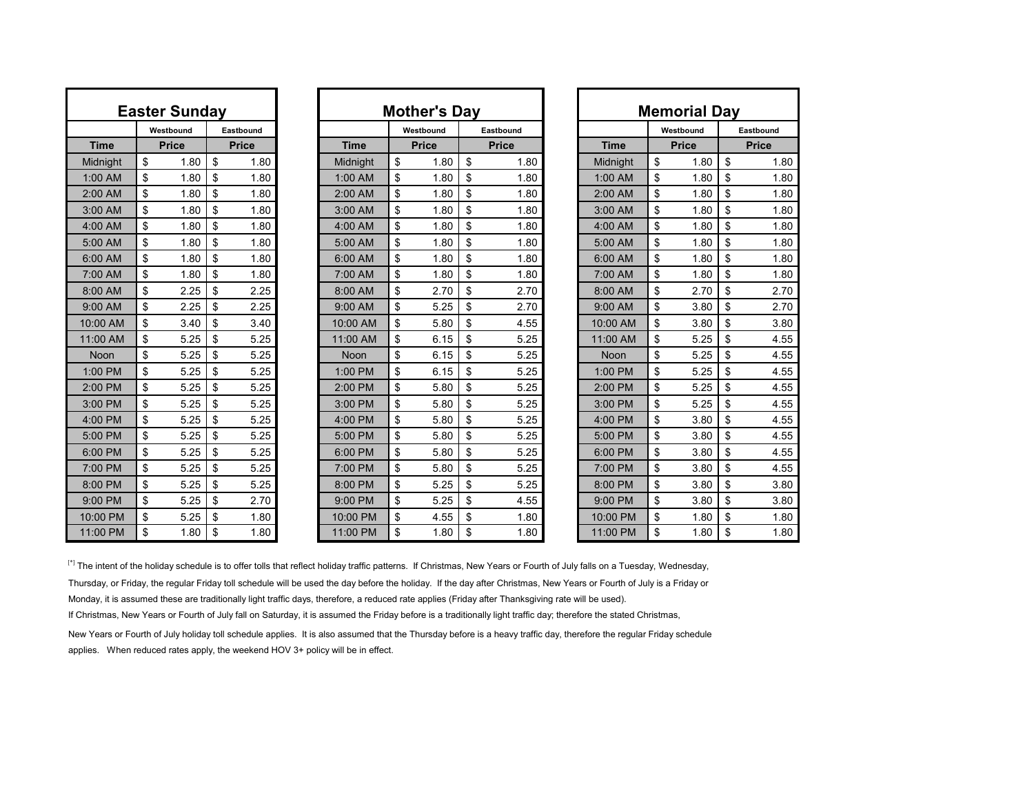## Easter Sunday

| | Westbound | Eastbound |
|---|---|---|
| Time | Price | Price |
| Midnight | $ 1.80 | $ 1.80 |
| 1:00 AM | $ 1.80 | $ 1.80 |
| 2:00 AM | $ 1.80 | $ 1.80 |
| 3:00 AM | $ 1.80 | $ 1.80 |
| 4:00 AM | $ 1.80 | $ 1.80 |
| 5:00 AM | $ 1.80 | $ 1.80 |
| 6:00 AM | $ 1.80 | $ 1.80 |
| 7:00 AM | $ 1.80 | $ 1.80 |
| 8:00 AM | $ 2.25 | $ 2.25 |
| 9:00 AM | $ 2.25 | $ 2.25 |
| 10:00 AM | $ 3.40 | $ 3.40 |
| 11:00 AM | $ 5.25 | $ 5.25 |
| Noon | $ 5.25 | $ 5.25 |
| 1:00 PM | $ 5.25 | $ 5.25 |
| 2:00 PM | $ 5.25 | $ 5.25 |
| 3:00 PM | $ 5.25 | $ 5.25 |
| 4:00 PM | $ 5.25 | $ 5.25 |
| 5:00 PM | $ 5.25 | $ 5.25 |
| 6:00 PM | $ 5.25 | $ 5.25 |
| 7:00 PM | $ 5.25 | $ 5.25 |
| 8:00 PM | $ 5.25 | $ 5.25 |
| 9:00 PM | $ 5.25 | $ 2.70 |
| 10:00 PM | $ 5.25 | $ 1.80 |
| 11:00 PM | $ 1.80 | $ 1.80 |

## Mother's Day

| | Westbound | Eastbound |
|---|---|---|
| Time | Price | Price |
| Midnight | $ 1.80 | $ 1.80 |
| 1:00 AM | $ 1.80 | $ 1.80 |
| 2:00 AM | $ 1.80 | $ 1.80 |
| 3:00 AM | $ 1.80 | $ 1.80 |
| 4:00 AM | $ 1.80 | $ 1.80 |
| 5:00 AM | $ 1.80 | $ 1.80 |
| 6:00 AM | $ 1.80 | $ 1.80 |
| 7:00 AM | $ 1.80 | $ 1.80 |
| 8:00 AM | $ 2.70 | $ 2.70 |
| 9:00 AM | $ 5.25 | $ 2.70 |
| 10:00 AM | $ 5.80 | $ 4.55 |
| 11:00 AM | $ 6.15 | $ 5.25 |
| Noon | $ 6.15 | $ 5.25 |
| 1:00 PM | $ 6.15 | $ 5.25 |
| 2:00 PM | $ 5.80 | $ 5.25 |
| 3:00 PM | $ 5.80 | $ 5.25 |
| 4:00 PM | $ 5.80 | $ 5.25 |
| 5:00 PM | $ 5.80 | $ 5.25 |
| 6:00 PM | $ 5.80 | $ 5.25 |
| 7:00 PM | $ 5.80 | $ 5.25 |
| 8:00 PM | $ 5.25 | $ 5.25 |
| 9:00 PM | $ 5.25 | $ 4.55 |
| 10:00 PM | $ 4.55 | $ 1.80 |
| 11:00 PM | $ 1.80 | $ 1.80 |

## Memorial Day

| | Westbound | Eastbound |
|---|---|---|
| Time | Price | Price |
| Midnight | $ 1.80 | $ 1.80 |
| 1:00 AM | $ 1.80 | $ 1.80 |
| 2:00 AM | $ 1.80 | $ 1.80 |
| 3:00 AM | $ 1.80 | $ 1.80 |
| 4:00 AM | $ 1.80 | $ 1.80 |
| 5:00 AM | $ 1.80 | $ 1.80 |
| 6:00 AM | $ 1.80 | $ 1.80 |
| 7:00 AM | $ 1.80 | $ 1.80 |
| 8:00 AM | $ 2.70 | $ 2.70 |
| 9:00 AM | $ 3.80 | $ 2.70 |
| 10:00 AM | $ 3.80 | $ 3.80 |
| 11:00 AM | $ 5.25 | $ 4.55 |
| Noon | $ 5.25 | $ 4.55 |
| 1:00 PM | $ 5.25 | $ 4.55 |
| 2:00 PM | $ 5.25 | $ 4.55 |
| 3:00 PM | $ 5.25 | $ 4.55 |
| 4:00 PM | $ 3.80 | $ 4.55 |
| 5:00 PM | $ 3.80 | $ 4.55 |
| 6:00 PM | $ 3.80 | $ 4.55 |
| 7:00 PM | $ 3.80 | $ 4.55 |
| 8:00 PM | $ 3.80 | $ 3.80 |
| 9:00 PM | $ 3.80 | $ 3.80 |
| 10:00 PM | $ 1.80 | $ 1.80 |
| 11:00 PM | $ 1.80 | $ 1.80 |

[*] The intent of the holiday schedule is to offer tolls that reflect holiday traffic patterns. If Christmas, New Years or Fourth of July falls on a Tuesday, Wednesday, Thursday, or Friday, the regular Friday toll schedule will be used the day before the holiday. If the day after Christmas, New Years or Fourth of July is a Friday or Monday, it is assumed these are traditionally light traffic days, therefore, a reduced rate applies (Friday after Thanksgiving rate will be used).
If Christmas, New Years or Fourth of July fall on Saturday, it is assumed the Friday before is a traditionally light traffic day; therefore the stated Christmas, New Years or Fourth of July holiday toll schedule applies. It is also assumed that the Thursday before is a heavy traffic day, therefore the regular Friday schedule applies. When reduced rates apply, the weekend HOV 3+ policy will be in effect.